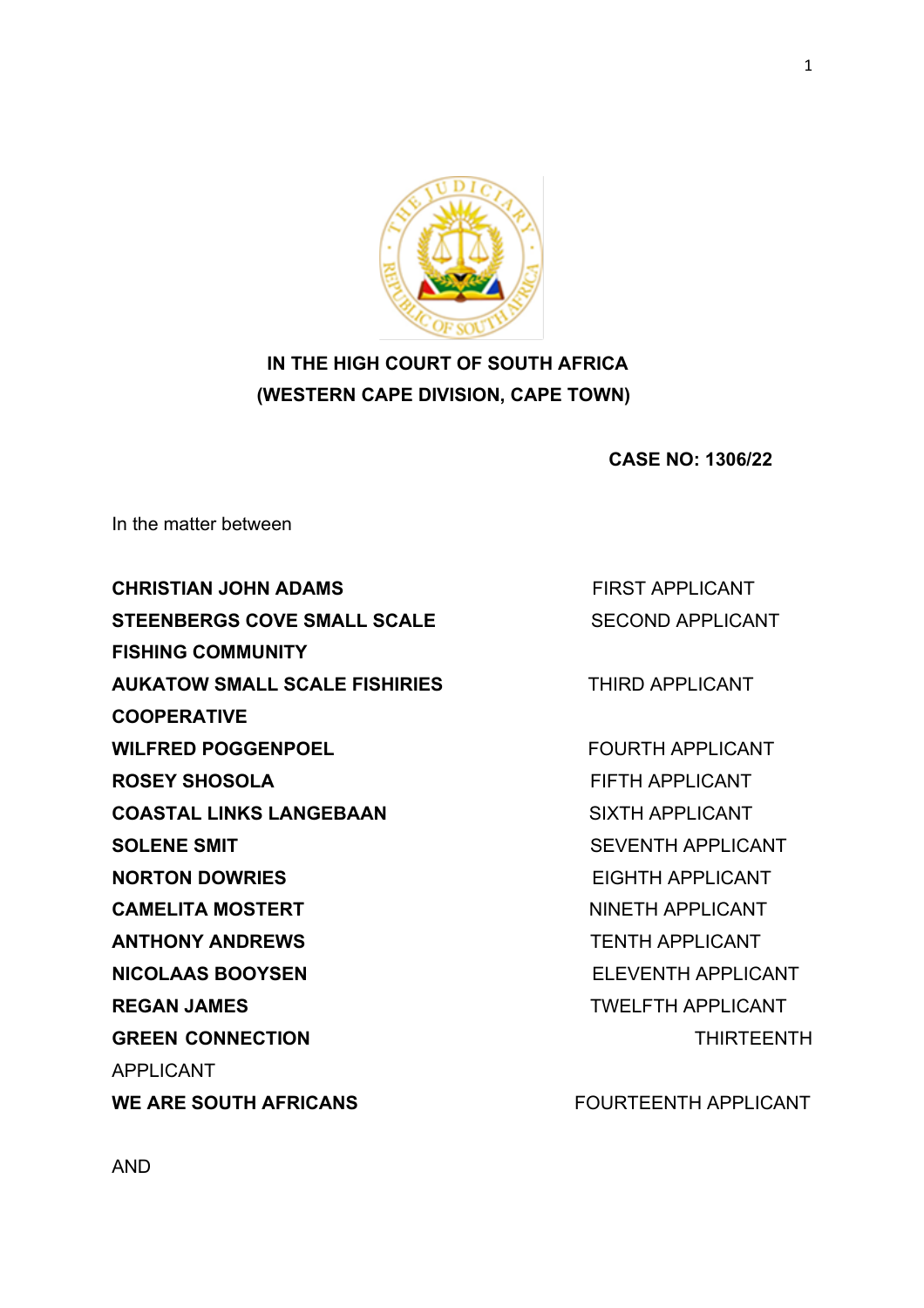**IN THE HIGH COURT OF SOUTH AFRICA**
**(WESTERN CAPE DIVISION, CAPE TOWN)**

**CASE NO: 1306/22**

In the matter between

| | |
|---|---|
| **CHRISTIAN JOHN ADAMS** | FIRST APPLICANT |
| **STEENBERGS COVE SMALL SCALE FISHING COMMUNITY** | SECOND APPLICANT |
| **AUKATOW SMALL SCALE FISHIRIES COOPERATIVE** | THIRD APPLICANT |
| **WILFRED POGGENPOEL** | FOURTH APPLICANT |
| **ROSEY SHOSOLA** | FIFTH APPLICANT |
| **COASTAL LINKS LANGEBAAN** | SIXTH APPLICANT |
| **SOLENE SMIT** | SEVENTH APPLICANT |
| **NORTON DOWRIES** | EIGHTH APPLICANT |
| **CAMELITA MOSTERT** | NINETH APPLICANT |
| **ANTHONY ANDREWS** | TENTH APPLICANT |
| **NICOLAAS BOOYSEN** | ELEVENTH APPLICANT |
| **REGAN JAMES** | TWELFTH APPLICANT |
| **GREEN CONNECTION** | THIRTEENTH APPLICANT |
| **WE ARE SOUTH AFRICANS** | FOURTEENTH APPLICANT |

AND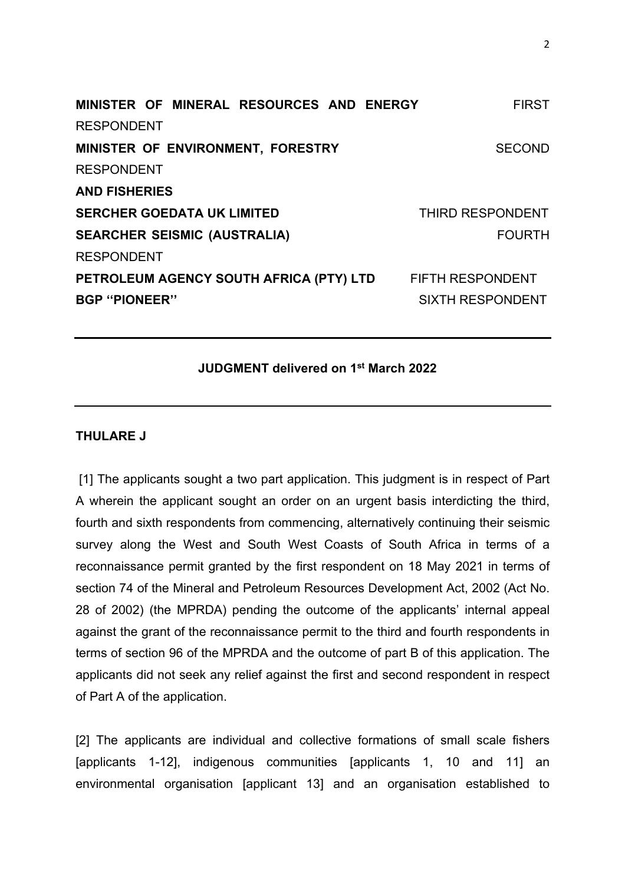**MINISTER OF MINERAL RESOURCES AND ENERGY** FIRST RESPONDENT

**MINISTER OF ENVIRONMENT, FORESTRY AND FISHERIES** SECOND RESPONDENT

**SERCHER GOEDATA UK LIMITED** THIRD RESPONDENT

**SEARCHER SEISMIC (AUSTRALIA)** FOURTH RESPONDENT

**PETROLEUM AGENCY SOUTH AFRICA (PTY) LTD** FIFTH RESPONDENT

**BGP ''PIONEER''** SIXTH RESPONDENT

---

**JUDGMENT delivered on 1st March 2022**

---

**THULARE J**

[1] The applicants sought a two part application. This judgment is in respect of Part A wherein the applicant sought an order on an urgent basis interdicting the third, fourth and sixth respondents from commencing, alternatively continuing their seismic survey along the West and South West Coasts of South Africa in terms of a reconnaissance permit granted by the first respondent on 18 May 2021 in terms of section 74 of the Mineral and Petroleum Resources Development Act, 2002 (Act No. 28 of 2002) (the MPRDA) pending the outcome of the applicants' internal appeal against the grant of the reconnaissance permit to the third and fourth respondents in terms of section 96 of the MPRDA and the outcome of part B of this application. The applicants did not seek any relief against the first and second respondent in respect of Part A of the application.

[2] The applicants are individual and collective formations of small scale fishers [applicants 1-12], indigenous communities [applicants 1, 10 and 11] an environmental organisation [applicant 13] and an organisation established to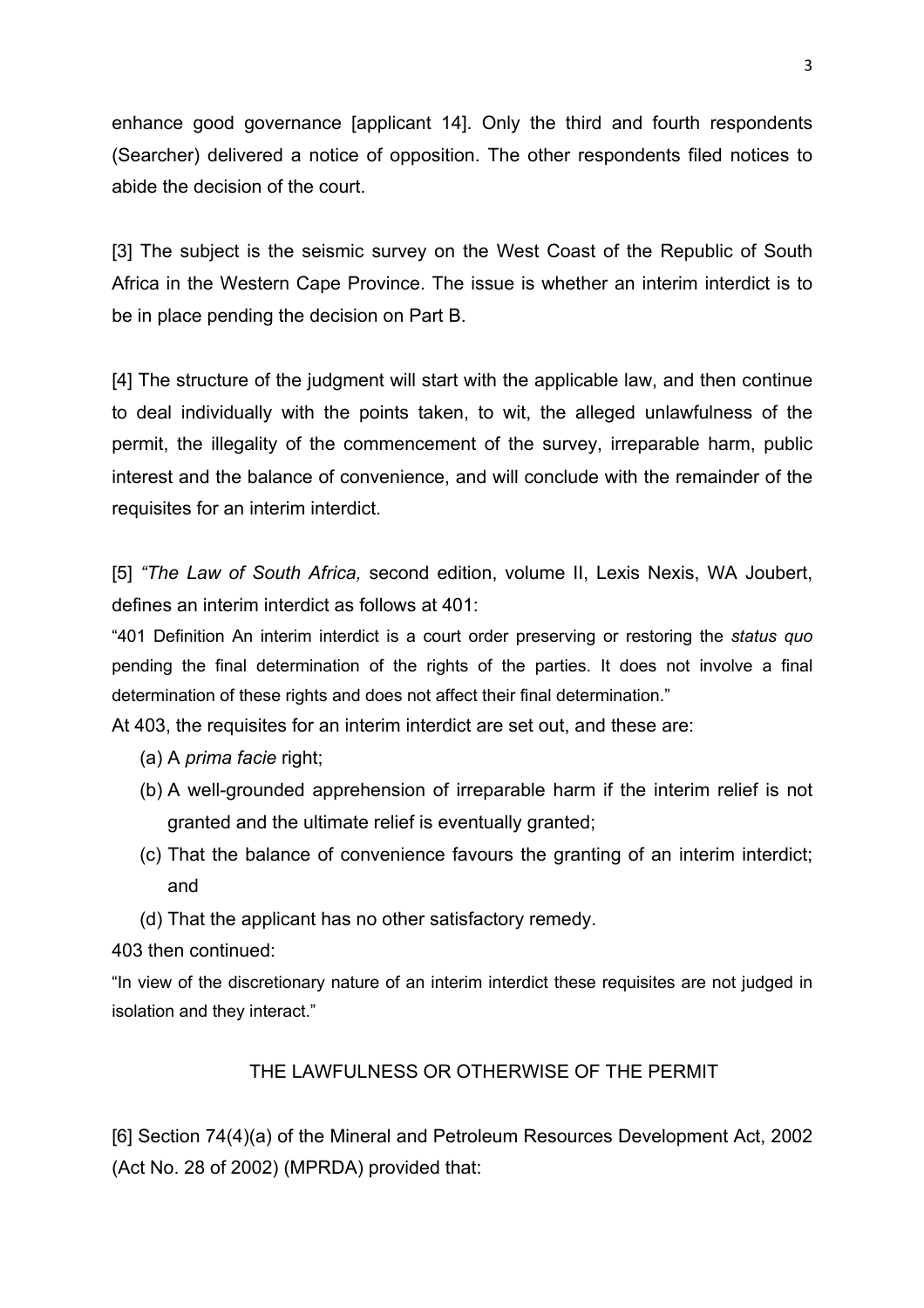enhance good governance [applicant 14]. Only the third and fourth respondents (Searcher) delivered a notice of opposition. The other respondents filed notices to abide the decision of the court.

[3] The subject is the seismic survey on the West Coast of the Republic of South Africa in the Western Cape Province. The issue is whether an interim interdict is to be in place pending the decision on Part B.

[4] The structure of the judgment will start with the applicable law, and then continue to deal individually with the points taken, to wit, the alleged unlawfulness of the permit, the illegality of the commencement of the survey, irreparable harm, public interest and the balance of convenience, and will conclude with the remainder of the requisites for an interim interdict.

[5] *"The Law of South Africa,* second edition, volume II, Lexis Nexis, WA Joubert, defines an interim interdict as follows at 401:

"401 Definition An interim interdict is a court order preserving or restoring the *status quo* pending the final determination of the rights of the parties. It does not involve a final determination of these rights and does not affect their final determination."

At 403, the requisites for an interim interdict are set out, and these are:

(a) A *prima facie* right;
(b) A well-grounded apprehension of irreparable harm if the interim relief is not granted and the ultimate relief is eventually granted;
(c) That the balance of convenience favours the granting of an interim interdict; and
(d) That the applicant has no other satisfactory remedy.

403 then continued:

"In view of the discretionary nature of an interim interdict these requisites are not judged in isolation and they interact."

## THE LAWFULNESS OR OTHERWISE OF THE PERMIT

[6] Section 74(4)(a) of the Mineral and Petroleum Resources Development Act, 2002 (Act No. 28 of 2002) (MPRDA) provided that: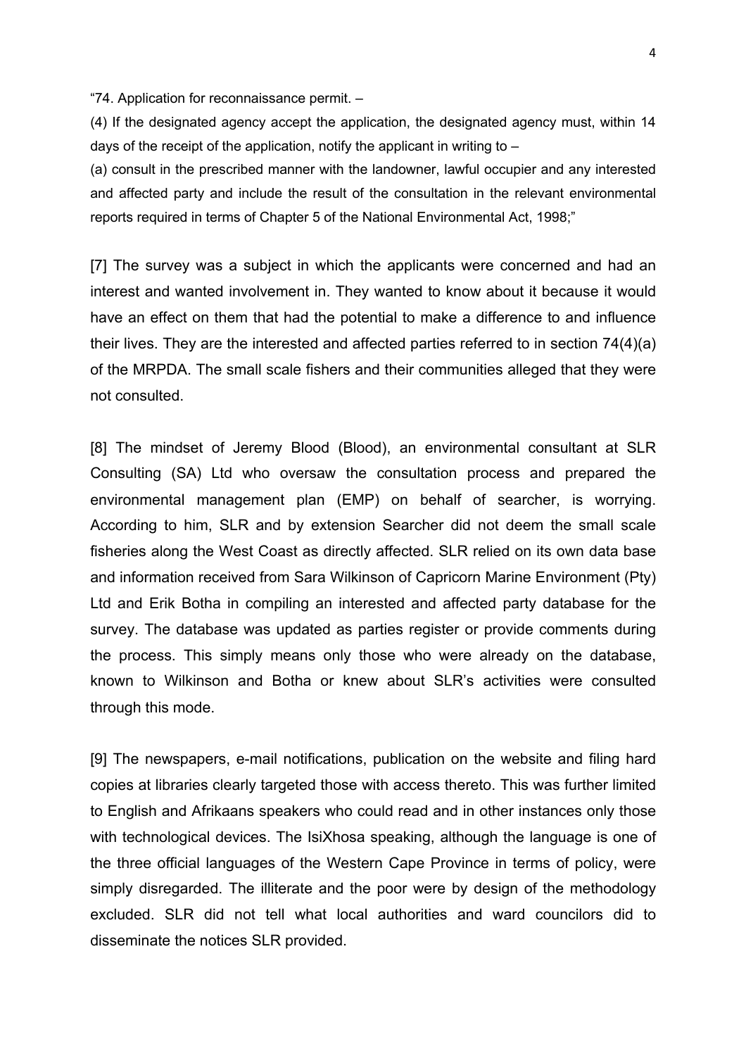"74. Application for reconnaissance permit. –

(4) If the designated agency accept the application, the designated agency must, within 14 days of the receipt of the application, notify the applicant in writing to –

(a) consult in the prescribed manner with the landowner, lawful occupier and any interested and affected party and include the result of the consultation in the relevant environmental reports required in terms of Chapter 5 of the National Environmental Act, 1998;"

[7] The survey was a subject in which the applicants were concerned and had an interest and wanted involvement in. They wanted to know about it because it would have an effect on them that had the potential to make a difference to and influence their lives. They are the interested and affected parties referred to in section 74(4)(a) of the MRPDA. The small scale fishers and their communities alleged that they were not consulted.

[8] The mindset of Jeremy Blood (Blood), an environmental consultant at SLR Consulting (SA) Ltd who oversaw the consultation process and prepared the environmental management plan (EMP) on behalf of searcher, is worrying. According to him, SLR and by extension Searcher did not deem the small scale fisheries along the West Coast as directly affected. SLR relied on its own data base and information received from Sara Wilkinson of Capricorn Marine Environment (Pty) Ltd and Erik Botha in compiling an interested and affected party database for the survey. The database was updated as parties register or provide comments during the process. This simply means only those who were already on the database, known to Wilkinson and Botha or knew about SLR's activities were consulted through this mode.

[9] The newspapers, e-mail notifications, publication on the website and filing hard copies at libraries clearly targeted those with access thereto. This was further limited to English and Afrikaans speakers who could read and in other instances only those with technological devices. The IsiXhosa speaking, although the language is one of the three official languages of the Western Cape Province in terms of policy, were simply disregarded. The illiterate and the poor were by design of the methodology excluded. SLR did not tell what local authorities and ward councilors did to disseminate the notices SLR provided.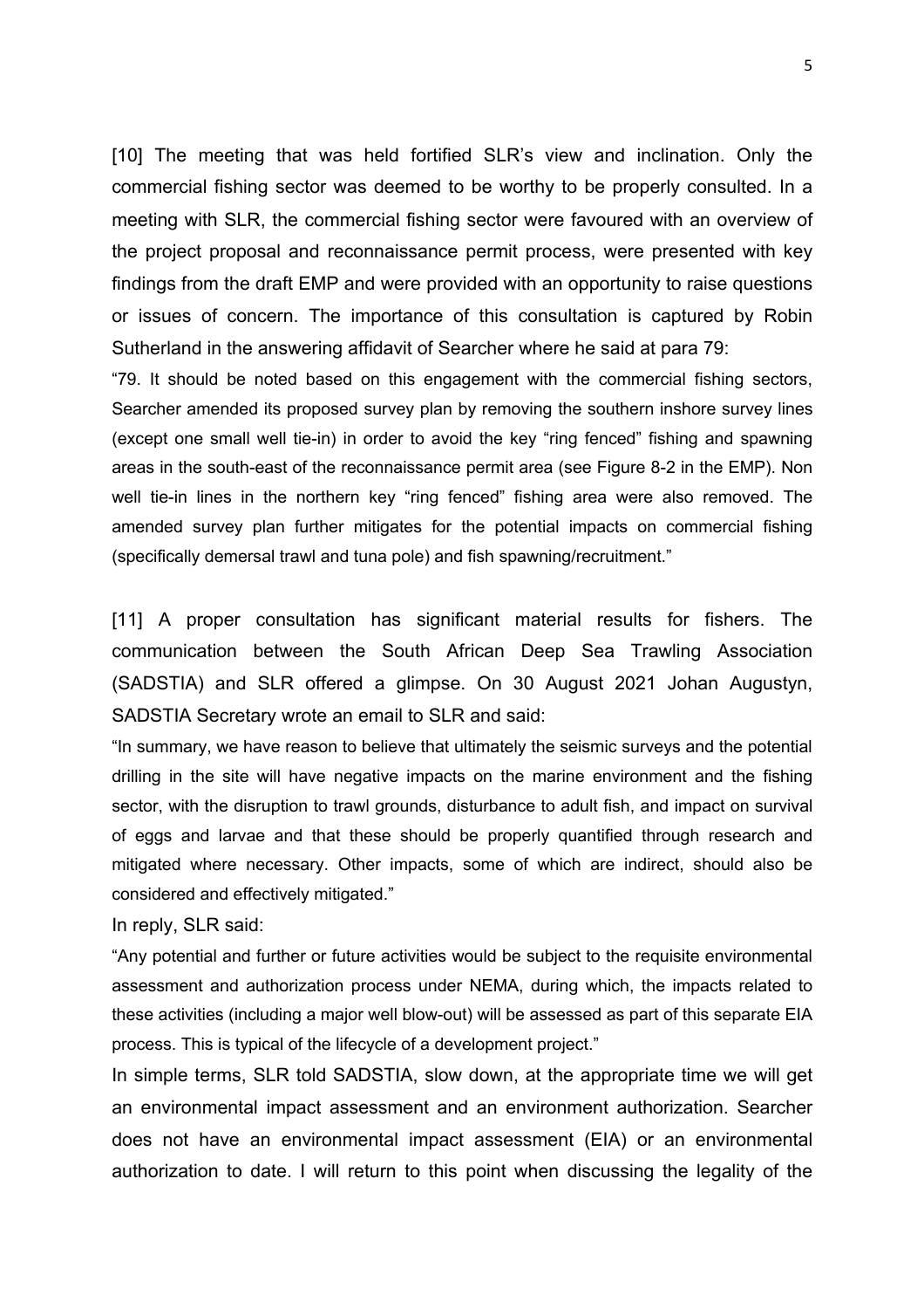[10] The meeting that was held fortified SLR's view and inclination. Only the commercial fishing sector was deemed to be worthy to be properly consulted. In a meeting with SLR, the commercial fishing sector were favoured with an overview of the project proposal and reconnaissance permit process, were presented with key findings from the draft EMP and were provided with an opportunity to raise questions or issues of concern. The importance of this consultation is captured by Robin Sutherland in the answering affidavit of Searcher where he said at para 79:

> "79. It should be noted based on this engagement with the commercial fishing sectors, Searcher amended its proposed survey plan by removing the southern inshore survey lines (except one small well tie-in) in order to avoid the key "ring fenced" fishing and spawning areas in the south-east of the reconnaissance permit area (see Figure 8-2 in the EMP). Non well tie-in lines in the northern key "ring fenced" fishing area were also removed. The amended survey plan further mitigates for the potential impacts on commercial fishing (specifically demersal trawl and tuna pole) and fish spawning/recruitment."

[11] A proper consultation has significant material results for fishers. The communication between the South African Deep Sea Trawling Association (SADSTIA) and SLR offered a glimpse. On 30 August 2021 Johan Augustyn, SADSTIA Secretary wrote an email to SLR and said:

> "In summary, we have reason to believe that ultimately the seismic surveys and the potential drilling in the site will have negative impacts on the marine environment and the fishing sector, with the disruption to trawl grounds, disturbance to adult fish, and impact on survival of eggs and larvae and that these should be properly quantified through research and mitigated where necessary. Other impacts, some of which are indirect, should also be considered and effectively mitigated."

In reply, SLR said:

> "Any potential and further or future activities would be subject to the requisite environmental assessment and authorization process under NEMA, during which, the impacts related to these activities (including a major well blow-out) will be assessed as part of this separate EIA process. This is typical of the lifecycle of a development project."

In simple terms, SLR told SADSTIA, slow down, at the appropriate time we will get an environmental impact assessment and an environment authorization. Searcher does not have an environmental impact assessment (EIA) or an environmental authorization to date. I will return to this point when discussing the legality of the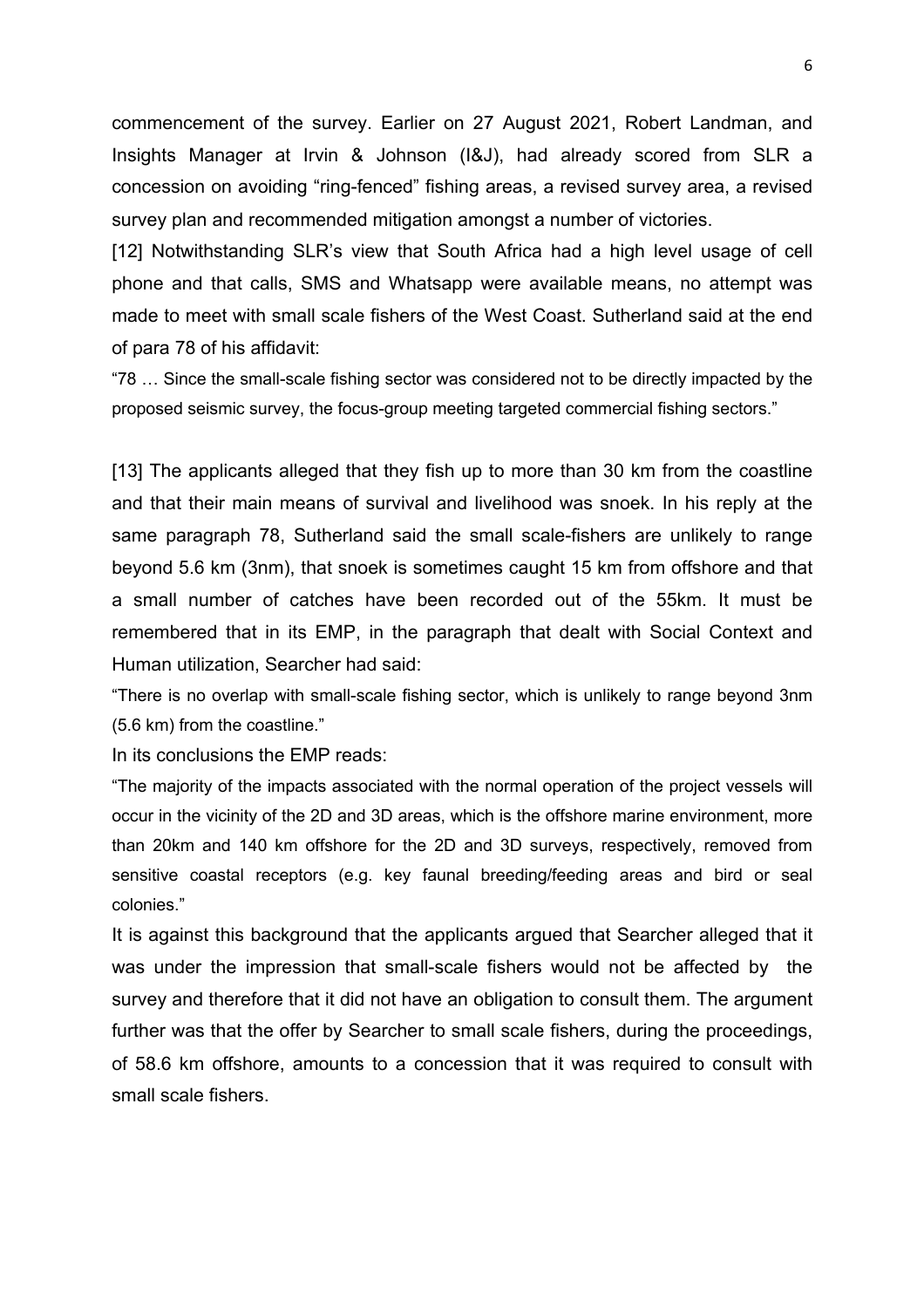commencement of the survey. Earlier on 27 August 2021, Robert Landman, and Insights Manager at Irvin & Johnson (I&J), had already scored from SLR a concession on avoiding "ring-fenced" fishing areas, a revised survey area, a revised survey plan and recommended mitigation amongst a number of victories.

[12] Notwithstanding SLR's view that South Africa had a high level usage of cell phone and that calls, SMS and Whatsapp were available means, no attempt was made to meet with small scale fishers of the West Coast. Sutherland said at the end of para 78 of his affidavit:

> "78 … Since the small-scale fishing sector was considered not to be directly impacted by the proposed seismic survey, the focus-group meeting targeted commercial fishing sectors."

[13] The applicants alleged that they fish up to more than 30 km from the coastline and that their main means of survival and livelihood was snoek. In his reply at the same paragraph 78, Sutherland said the small scale-fishers are unlikely to range beyond 5.6 km (3nm), that snoek is sometimes caught 15 km from offshore and that a small number of catches have been recorded out of the 55km. It must be remembered that in its EMP, in the paragraph that dealt with Social Context and Human utilization, Searcher had said:

> "There is no overlap with small-scale fishing sector, which is unlikely to range beyond 3nm (5.6 km) from the coastline."

In its conclusions the EMP reads:

> "The majority of the impacts associated with the normal operation of the project vessels will occur in the vicinity of the 2D and 3D areas, which is the offshore marine environment, more than 20km and 140 km offshore for the 2D and 3D surveys, respectively, removed from sensitive coastal receptors (e.g. key faunal breeding/feeding areas and bird or seal colonies."

It is against this background that the applicants argued that Searcher alleged that it was under the impression that small-scale fishers would not be affected by the survey and therefore that it did not have an obligation to consult them. The argument further was that the offer by Searcher to small scale fishers, during the proceedings, of 58.6 km offshore, amounts to a concession that it was required to consult with small scale fishers.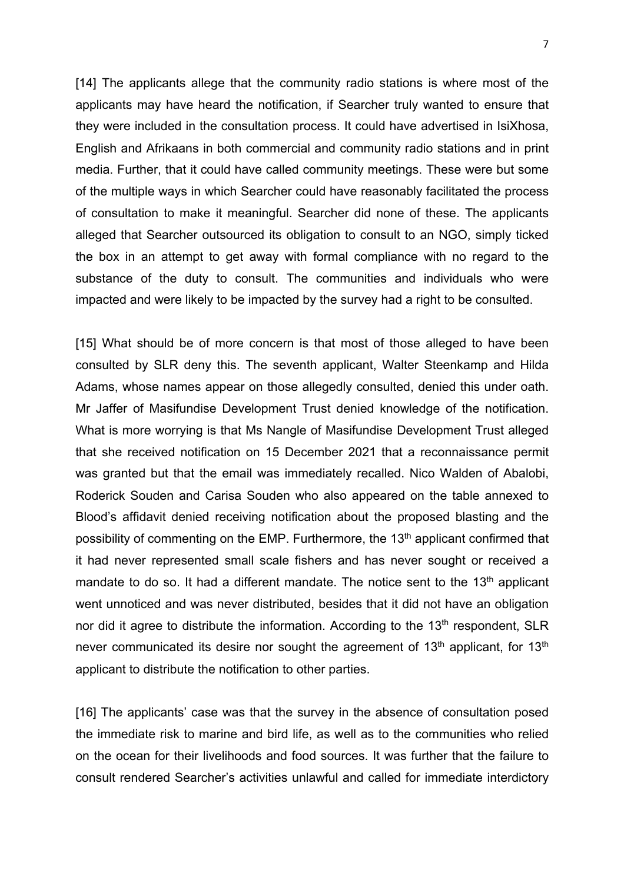[14] The applicants allege that the community radio stations is where most of the applicants may have heard the notification, if Searcher truly wanted to ensure that they were included in the consultation process. It could have advertised in IsiXhosa, English and Afrikaans in both commercial and community radio stations and in print media. Further, that it could have called community meetings. These were but some of the multiple ways in which Searcher could have reasonably facilitated the process of consultation to make it meaningful. Searcher did none of these. The applicants alleged that Searcher outsourced its obligation to consult to an NGO, simply ticked the box in an attempt to get away with formal compliance with no regard to the substance of the duty to consult. The communities and individuals who were impacted and were likely to be impacted by the survey had a right to be consulted.

[15] What should be of more concern is that most of those alleged to have been consulted by SLR deny this. The seventh applicant, Walter Steenkamp and Hilda Adams, whose names appear on those allegedly consulted, denied this under oath. Mr Jaffer of Masifundise Development Trust denied knowledge of the notification. What is more worrying is that Ms Nangle of Masifundise Development Trust alleged that she received notification on 15 December 2021 that a reconnaissance permit was granted but that the email was immediately recalled. Nico Walden of Abalobi, Roderick Souden and Carisa Souden who also appeared on the table annexed to Blood's affidavit denied receiving notification about the proposed blasting and the possibility of commenting on the EMP. Furthermore, the 13th applicant confirmed that it had never represented small scale fishers and has never sought or received a mandate to do so. It had a different mandate. The notice sent to the 13th applicant went unnoticed and was never distributed, besides that it did not have an obligation nor did it agree to distribute the information. According to the 13th respondent, SLR never communicated its desire nor sought the agreement of 13th applicant, for 13th applicant to distribute the notification to other parties.

[16] The applicants' case was that the survey in the absence of consultation posed the immediate risk to marine and bird life, as well as to the communities who relied on the ocean for their livelihoods and food sources. It was further that the failure to consult rendered Searcher's activities unlawful and called for immediate interdictory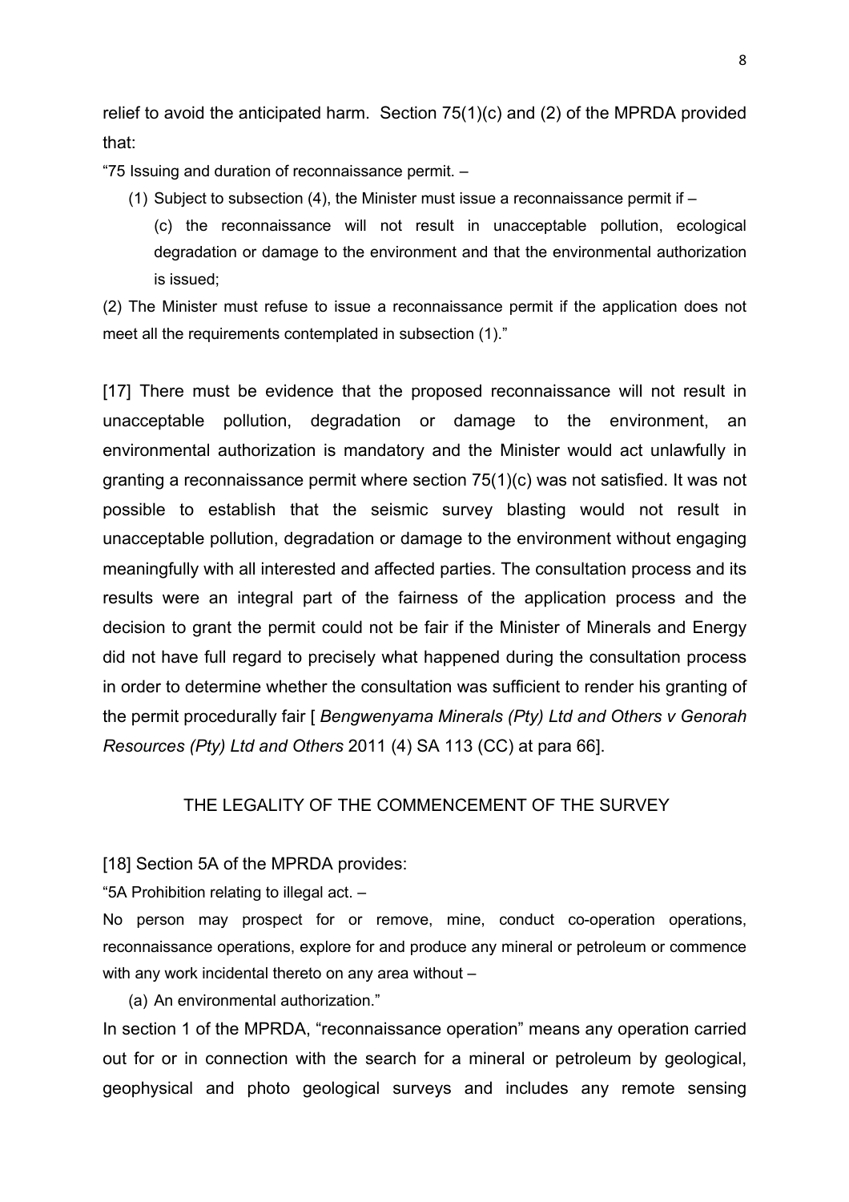relief to avoid the anticipated harm. Section 75(1)(c) and (2) of the MPRDA provided that:

"75 Issuing and duration of reconnaissance permit. –

(1) Subject to subsection (4), the Minister must issue a reconnaissance permit if –

(c) the reconnaissance will not result in unacceptable pollution, ecological degradation or damage to the environment and that the environmental authorization is issued;

(2) The Minister must refuse to issue a reconnaissance permit if the application does not meet all the requirements contemplated in subsection (1)."

[17] There must be evidence that the proposed reconnaissance will not result in unacceptable pollution, degradation or damage to the environment, an environmental authorization is mandatory and the Minister would act unlawfully in granting a reconnaissance permit where section 75(1)(c) was not satisfied. It was not possible to establish that the seismic survey blasting would not result in unacceptable pollution, degradation or damage to the environment without engaging meaningfully with all interested and affected parties. The consultation process and its results were an integral part of the fairness of the application process and the decision to grant the permit could not be fair if the Minister of Minerals and Energy did not have full regard to precisely what happened during the consultation process in order to determine whether the consultation was sufficient to render his granting of the permit procedurally fair [ *Bengwenyama Minerals (Pty) Ltd and Others v Genorah Resources (Pty) Ltd and Others* 2011 (4) SA 113 (CC) at para 66].

## THE LEGALITY OF THE COMMENCEMENT OF THE SURVEY

[18] Section 5A of the MPRDA provides:

"5A Prohibition relating to illegal act. –

No person may prospect for or remove, mine, conduct co-operation operations, reconnaissance operations, explore for and produce any mineral or petroleum or commence with any work incidental thereto on any area without –

(a) An environmental authorization."

In section 1 of the MPRDA, "reconnaissance operation" means any operation carried out for or in connection with the search for a mineral or petroleum by geological, geophysical and photo geological surveys and includes any remote sensing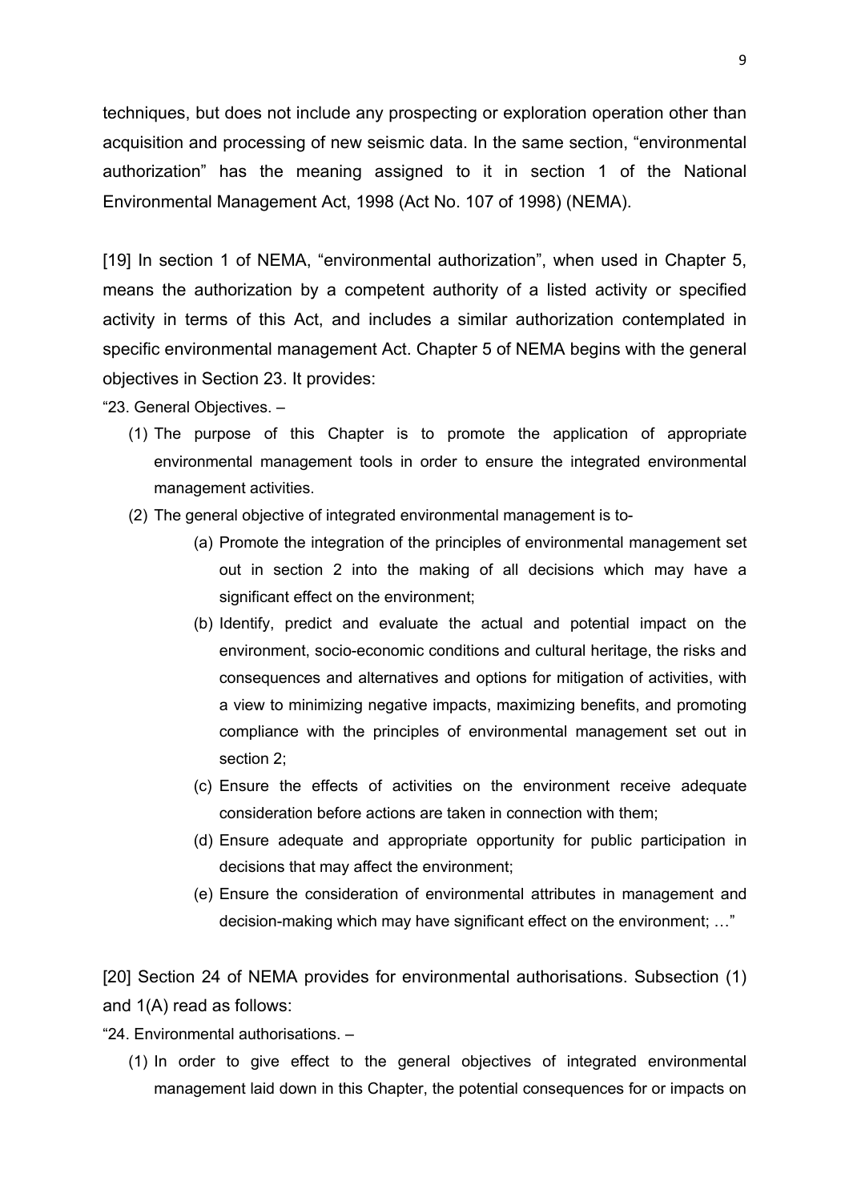techniques, but does not include any prospecting or exploration operation other than acquisition and processing of new seismic data. In the same section, "environmental authorization" has the meaning assigned to it in section 1 of the National Environmental Management Act, 1998 (Act No. 107 of 1998) (NEMA).

[19] In section 1 of NEMA, "environmental authorization", when used in Chapter 5, means the authorization by a competent authority of a listed activity or specified activity in terms of this Act, and includes a similar authorization contemplated in specific environmental management Act. Chapter 5 of NEMA begins with the general objectives in Section 23. It provides:

"23. General Objectives. –

(1) The purpose of this Chapter is to promote the application of appropriate environmental management tools in order to ensure the integrated environmental management activities.

(2) The general objective of integrated environmental management is to-

   (a) Promote the integration of the principles of environmental management set out in section 2 into the making of all decisions which may have a significant effect on the environment;

   (b) Identify, predict and evaluate the actual and potential impact on the environment, socio-economic conditions and cultural heritage, the risks and consequences and alternatives and options for mitigation of activities, with a view to minimizing negative impacts, maximizing benefits, and promoting compliance with the principles of environmental management set out in section 2;

   (c) Ensure the effects of activities on the environment receive adequate consideration before actions are taken in connection with them;

   (d) Ensure adequate and appropriate opportunity for public participation in decisions that may affect the environment;

   (e) Ensure the consideration of environmental attributes in management and decision-making which may have significant effect on the environment; …"

[20] Section 24 of NEMA provides for environmental authorisations. Subsection (1) and 1(A) read as follows:

"24. Environmental authorisations. –

(1) In order to give effect to the general objectives of integrated environmental management laid down in this Chapter, the potential consequences for or impacts on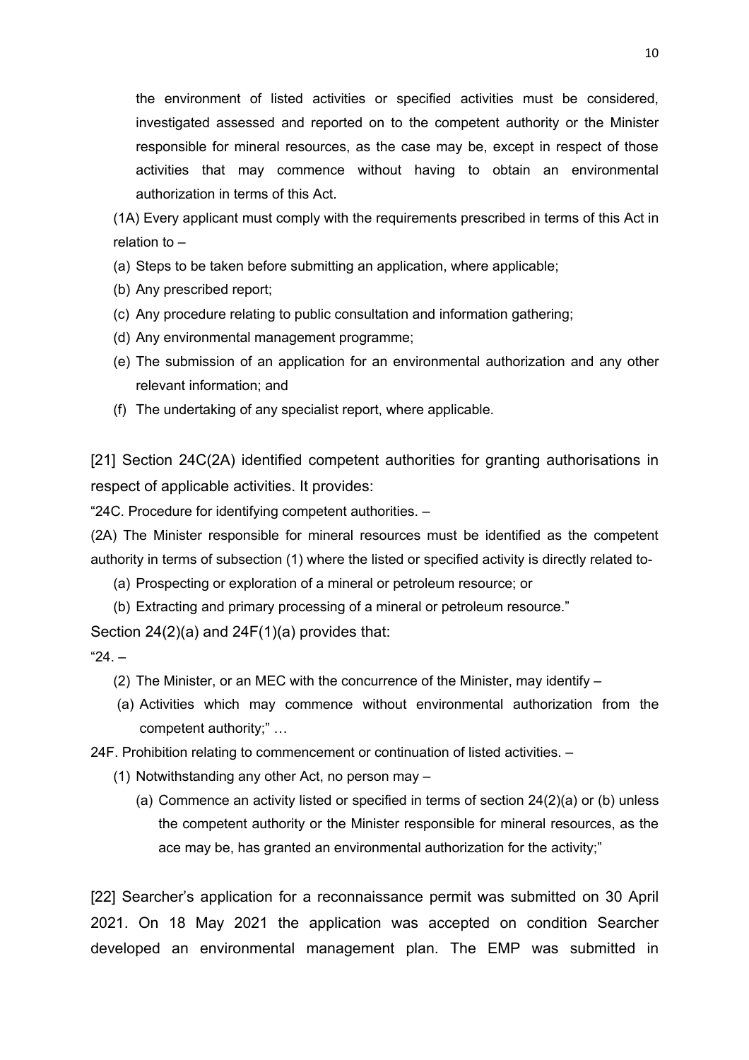the environment of listed activities or specified activities must be considered, investigated assessed and reported on to the competent authority or the Minister responsible for mineral resources, as the case may be, except in respect of those activities that may commence without having to obtain an environmental authorization in terms of this Act.

(1A) Every applicant must comply with the requirements prescribed in terms of this Act in relation to –

(a) Steps to be taken before submitting an application, where applicable;

(b) Any prescribed report;

(c) Any procedure relating to public consultation and information gathering;

(d) Any environmental management programme;

(e) The submission of an application for an environmental authorization and any other relevant information; and

(f) The undertaking of any specialist report, where applicable.

[21] Section 24C(2A) identified competent authorities for granting authorisations in respect of applicable activities. It provides:

"24C. Procedure for identifying competent authorities. –

(2A) The Minister responsible for mineral resources must be identified as the competent authority in terms of subsection (1) where the listed or specified activity is directly related to-

(a) Prospecting or exploration of a mineral or petroleum resource; or

(b) Extracting and primary processing of a mineral or petroleum resource."

Section 24(2)(a) and 24F(1)(a) provides that:

"24. –

(2) The Minister, or an MEC with the concurrence of the Minister, may identify –

(a) Activities which may commence without environmental authorization from the competent authority;" …

24F. Prohibition relating to commencement or continuation of listed activities. –

(1) Notwithstanding any other Act, no person may –

(a) Commence an activity listed or specified in terms of section 24(2)(a) or (b) unless the competent authority or the Minister responsible for mineral resources, as the ace may be, has granted an environmental authorization for the activity;"

[22] Searcher's application for a reconnaissance permit was submitted on 30 April 2021. On 18 May 2021 the application was accepted on condition Searcher developed an environmental management plan. The EMP was submitted in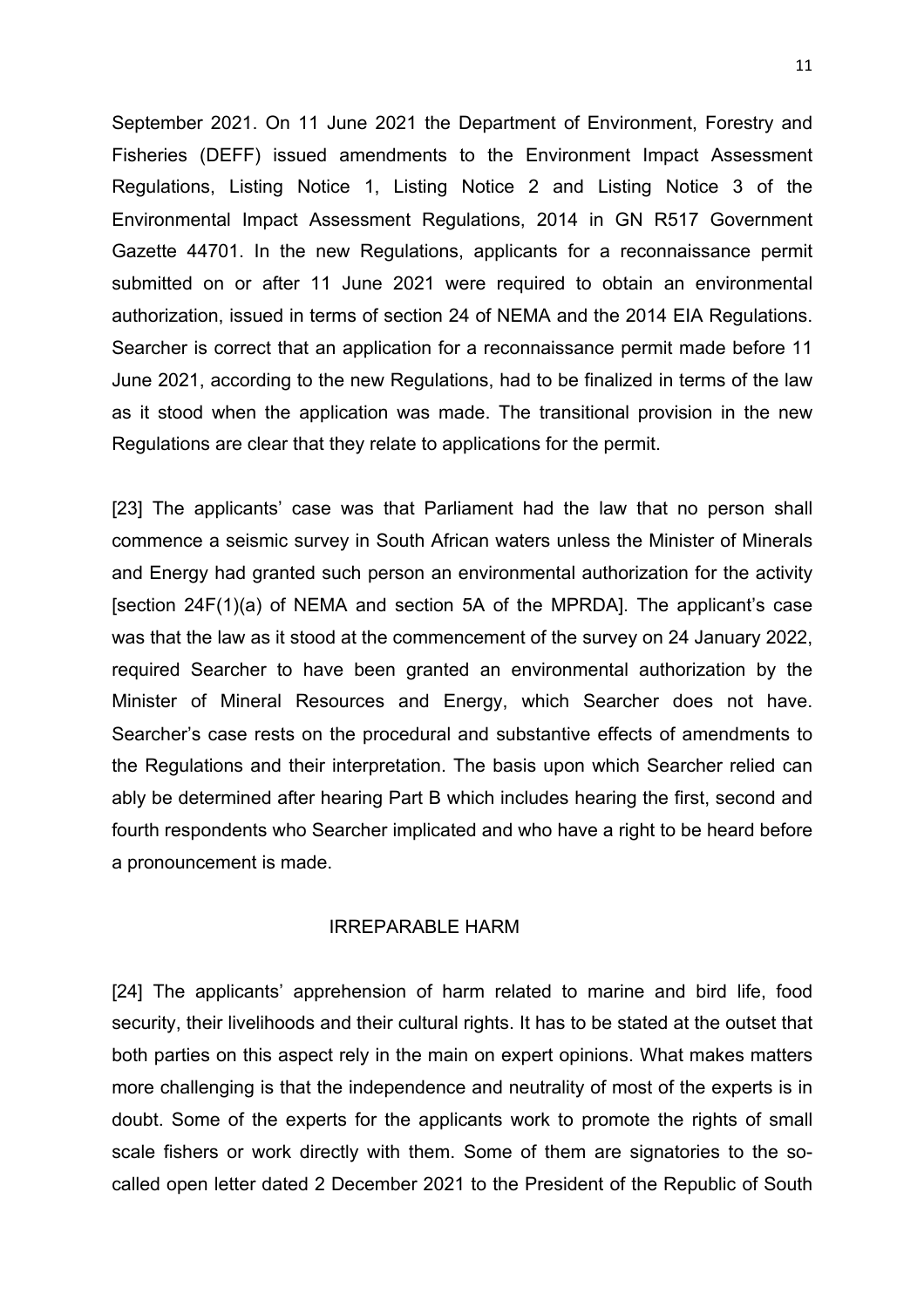September 2021. On 11 June 2021 the Department of Environment, Forestry and Fisheries (DEFF) issued amendments to the Environment Impact Assessment Regulations, Listing Notice 1, Listing Notice 2 and Listing Notice 3 of the Environmental Impact Assessment Regulations, 2014 in GN R517 Government Gazette 44701. In the new Regulations, applicants for a reconnaissance permit submitted on or after 11 June 2021 were required to obtain an environmental authorization, issued in terms of section 24 of NEMA and the 2014 EIA Regulations. Searcher is correct that an application for a reconnaissance permit made before 11 June 2021, according to the new Regulations, had to be finalized in terms of the law as it stood when the application was made. The transitional provision in the new Regulations are clear that they relate to applications for the permit.

[23] The applicants' case was that Parliament had the law that no person shall commence a seismic survey in South African waters unless the Minister of Minerals and Energy had granted such person an environmental authorization for the activity [section 24F(1)(a) of NEMA and section 5A of the MPRDA]. The applicant's case was that the law as it stood at the commencement of the survey on 24 January 2022, required Searcher to have been granted an environmental authorization by the Minister of Mineral Resources and Energy, which Searcher does not have. Searcher's case rests on the procedural and substantive effects of amendments to the Regulations and their interpretation. The basis upon which Searcher relied can ably be determined after hearing Part B which includes hearing the first, second and fourth respondents who Searcher implicated and who have a right to be heard before a pronouncement is made.

## IRREPARABLE HARM

[24] The applicants' apprehension of harm related to marine and bird life, food security, their livelihoods and their cultural rights. It has to be stated at the outset that both parties on this aspect rely in the main on expert opinions. What makes matters more challenging is that the independence and neutrality of most of the experts is in doubt. Some of the experts for the applicants work to promote the rights of small scale fishers or work directly with them. Some of them are signatories to the so-called open letter dated 2 December 2021 to the President of the Republic of South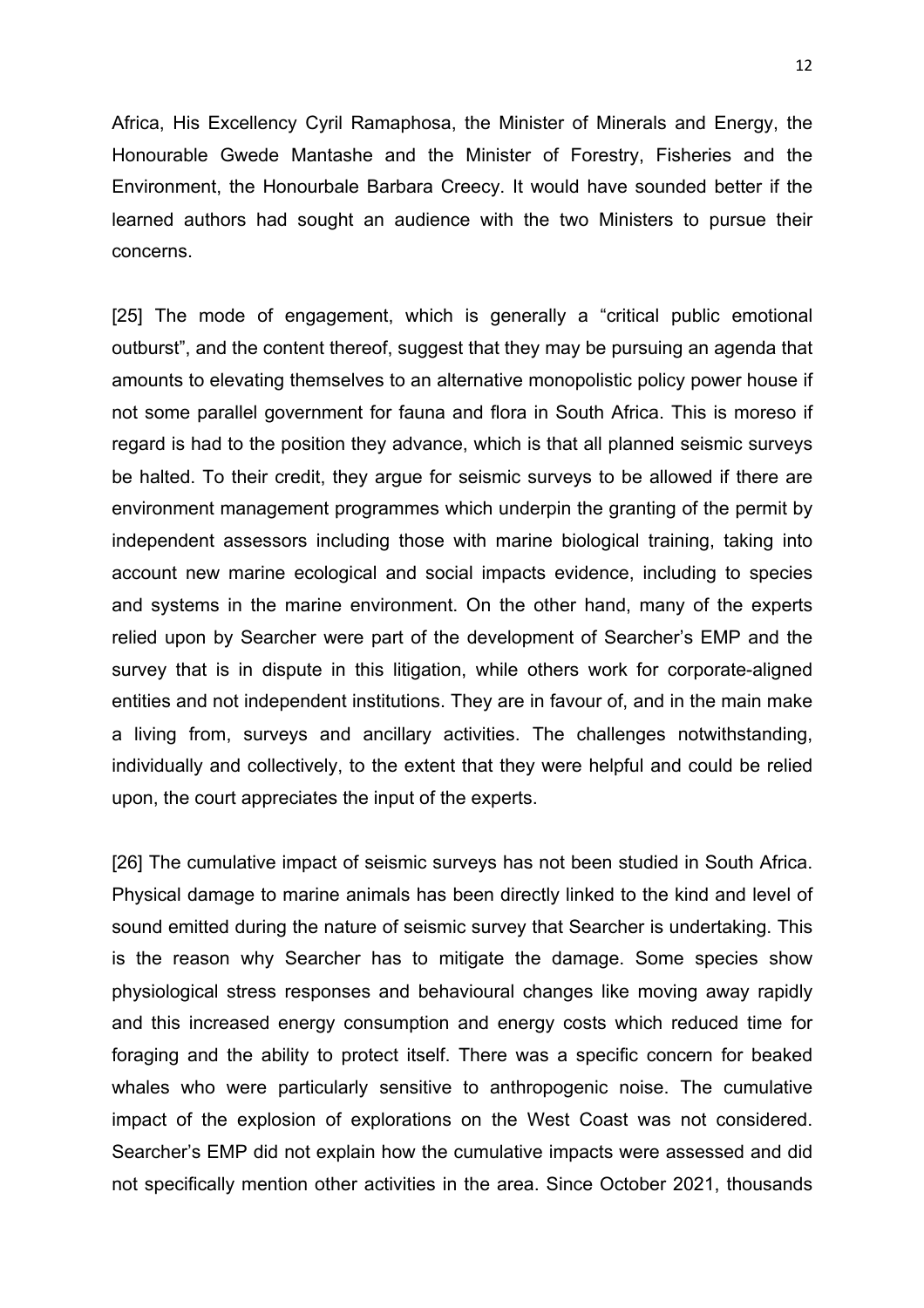Africa, His Excellency Cyril Ramaphosa, the Minister of Minerals and Energy, the Honourable Gwede Mantashe and the Minister of Forestry, Fisheries and the Environment, the Honourbale Barbara Creecy. It would have sounded better if the learned authors had sought an audience with the two Ministers to pursue their concerns.

[25] The mode of engagement, which is generally a "critical public emotional outburst", and the content thereof, suggest that they may be pursuing an agenda that amounts to elevating themselves to an alternative monopolistic policy power house if not some parallel government for fauna and flora in South Africa. This is moreso if regard is had to the position they advance, which is that all planned seismic surveys be halted. To their credit, they argue for seismic surveys to be allowed if there are environment management programmes which underpin the granting of the permit by independent assessors including those with marine biological training, taking into account new marine ecological and social impacts evidence, including to species and systems in the marine environment. On the other hand, many of the experts relied upon by Searcher were part of the development of Searcher's EMP and the survey that is in dispute in this litigation, while others work for corporate-aligned entities and not independent institutions. They are in favour of, and in the main make a living from, surveys and ancillary activities. The challenges notwithstanding, individually and collectively, to the extent that they were helpful and could be relied upon, the court appreciates the input of the experts.

[26] The cumulative impact of seismic surveys has not been studied in South Africa. Physical damage to marine animals has been directly linked to the kind and level of sound emitted during the nature of seismic survey that Searcher is undertaking. This is the reason why Searcher has to mitigate the damage. Some species show physiological stress responses and behavioural changes like moving away rapidly and this increased energy consumption and energy costs which reduced time for foraging and the ability to protect itself. There was a specific concern for beaked whales who were particularly sensitive to anthropogenic noise. The cumulative impact of the explosion of explorations on the West Coast was not considered. Searcher's EMP did not explain how the cumulative impacts were assessed and did not specifically mention other activities in the area. Since October 2021, thousands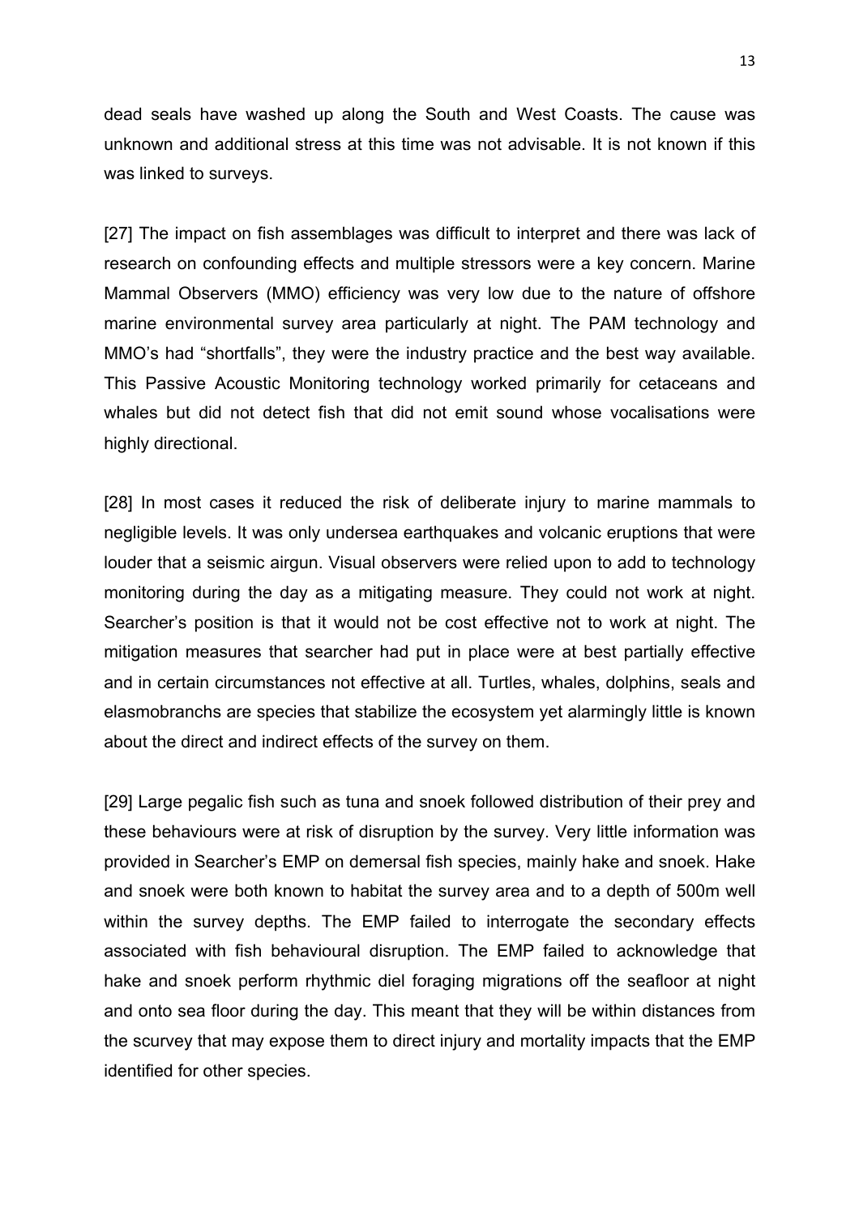dead seals have washed up along the South and West Coasts. The cause was unknown and additional stress at this time was not advisable. It is not known if this was linked to surveys.

[27] The impact on fish assemblages was difficult to interpret and there was lack of research on confounding effects and multiple stressors were a key concern. Marine Mammal Observers (MMO) efficiency was very low due to the nature of offshore marine environmental survey area particularly at night. The PAM technology and MMO's had "shortfalls", they were the industry practice and the best way available. This Passive Acoustic Monitoring technology worked primarily for cetaceans and whales but did not detect fish that did not emit sound whose vocalisations were highly directional.

[28] In most cases it reduced the risk of deliberate injury to marine mammals to negligible levels. It was only undersea earthquakes and volcanic eruptions that were louder that a seismic airgun. Visual observers were relied upon to add to technology monitoring during the day as a mitigating measure. They could not work at night. Searcher's position is that it would not be cost effective not to work at night. The mitigation measures that searcher had put in place were at best partially effective and in certain circumstances not effective at all. Turtles, whales, dolphins, seals and elasmobranchs are species that stabilize the ecosystem yet alarmingly little is known about the direct and indirect effects of the survey on them.

[29] Large pegalic fish such as tuna and snoek followed distribution of their prey and these behaviours were at risk of disruption by the survey. Very little information was provided in Searcher's EMP on demersal fish species, mainly hake and snoek. Hake and snoek were both known to habitat the survey area and to a depth of 500m well within the survey depths. The EMP failed to interrogate the secondary effects associated with fish behavioural disruption. The EMP failed to acknowledge that hake and snoek perform rhythmic diel foraging migrations off the seafloor at night and onto sea floor during the day. This meant that they will be within distances from the scurvey that may expose them to direct injury and mortality impacts that the EMP identified for other species.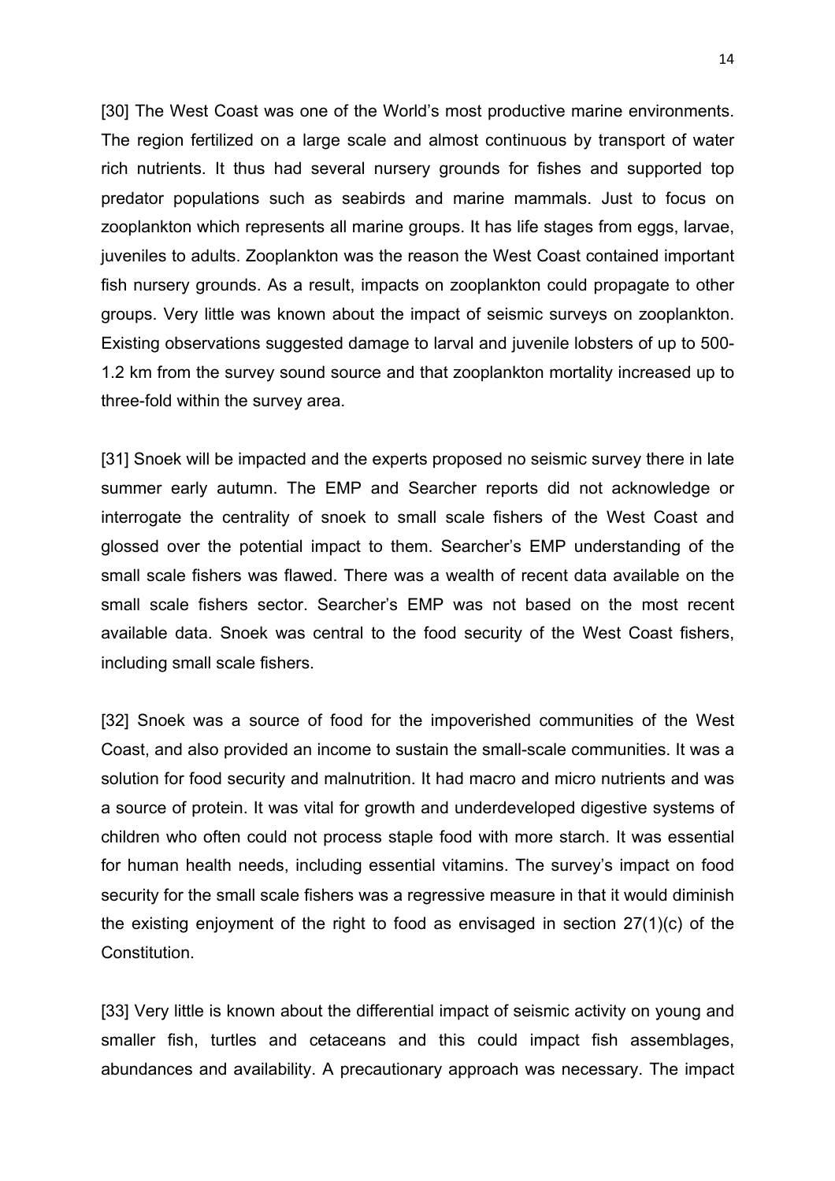[30] The West Coast was one of the World's most productive marine environments. The region fertilized on a large scale and almost continuous by transport of water rich nutrients. It thus had several nursery grounds for fishes and supported top predator populations such as seabirds and marine mammals. Just to focus on zooplankton which represents all marine groups. It has life stages from eggs, larvae, juveniles to adults. Zooplankton was the reason the West Coast contained important fish nursery grounds. As a result, impacts on zooplankton could propagate to other groups. Very little was known about the impact of seismic surveys on zooplankton. Existing observations suggested damage to larval and juvenile lobsters of up to 500-1.2 km from the survey sound source and that zooplankton mortality increased up to three-fold within the survey area.

[31] Snoek will be impacted and the experts proposed no seismic survey there in late summer early autumn. The EMP and Searcher reports did not acknowledge or interrogate the centrality of snoek to small scale fishers of the West Coast and glossed over the potential impact to them. Searcher's EMP understanding of the small scale fishers was flawed. There was a wealth of recent data available on the small scale fishers sector. Searcher's EMP was not based on the most recent available data. Snoek was central to the food security of the West Coast fishers, including small scale fishers.

[32] Snoek was a source of food for the impoverished communities of the West Coast, and also provided an income to sustain the small-scale communities. It was a solution for food security and malnutrition. It had macro and micro nutrients and was a source of protein. It was vital for growth and underdeveloped digestive systems of children who often could not process staple food with more starch. It was essential for human health needs, including essential vitamins. The survey's impact on food security for the small scale fishers was a regressive measure in that it would diminish the existing enjoyment of the right to food as envisaged in section 27(1)(c) of the Constitution.

[33] Very little is known about the differential impact of seismic activity on young and smaller fish, turtles and cetaceans and this could impact fish assemblages, abundances and availability. A precautionary approach was necessary. The impact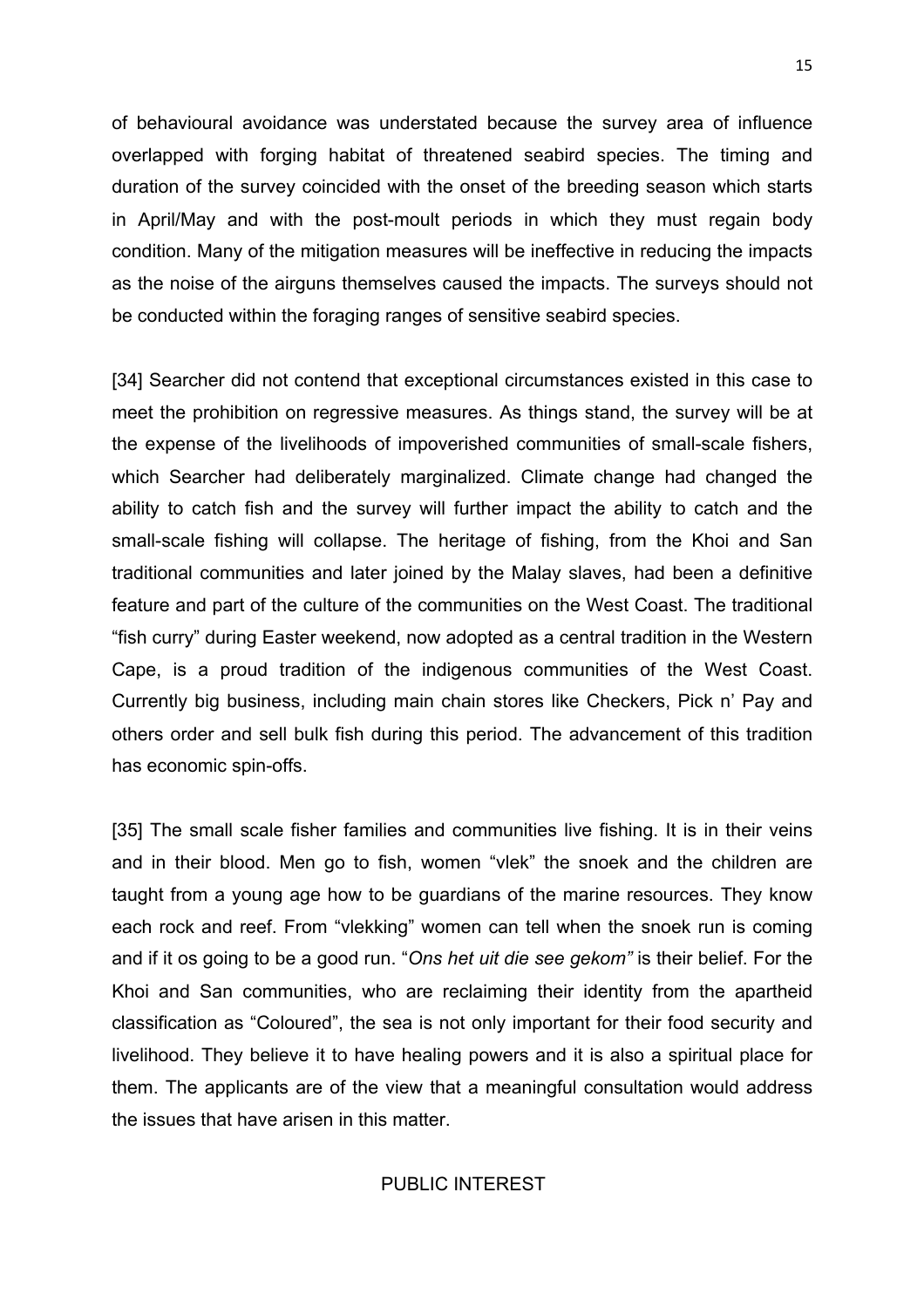of behavioural avoidance was understated because the survey area of influence overlapped with forging habitat of threatened seabird species. The timing and duration of the survey coincided with the onset of the breeding season which starts in April/May and with the post-moult periods in which they must regain body condition. Many of the mitigation measures will be ineffective in reducing the impacts as the noise of the airguns themselves caused the impacts. The surveys should not be conducted within the foraging ranges of sensitive seabird species.

[34] Searcher did not contend that exceptional circumstances existed in this case to meet the prohibition on regressive measures. As things stand, the survey will be at the expense of the livelihoods of impoverished communities of small-scale fishers, which Searcher had deliberately marginalized. Climate change had changed the ability to catch fish and the survey will further impact the ability to catch and the small-scale fishing will collapse. The heritage of fishing, from the Khoi and San traditional communities and later joined by the Malay slaves, had been a definitive feature and part of the culture of the communities on the West Coast. The traditional "fish curry" during Easter weekend, now adopted as a central tradition in the Western Cape, is a proud tradition of the indigenous communities of the West Coast. Currently big business, including main chain stores like Checkers, Pick n' Pay and others order and sell bulk fish during this period. The advancement of this tradition has economic spin-offs.

[35] The small scale fisher families and communities live fishing. It is in their veins and in their blood. Men go to fish, women "vlek" the snoek and the children are taught from a young age how to be guardians of the marine resources. They know each rock and reef. From "vlekking" women can tell when the snoek run is coming and if it os going to be a good run. "*Ons het uit die see gekom"* is their belief. For the Khoi and San communities, who are reclaiming their identity from the apartheid classification as "Coloured", the sea is not only important for their food security and livelihood. They believe it to have healing powers and it is also a spiritual place for them. The applicants are of the view that a meaningful consultation would address the issues that have arisen in this matter.

## PUBLIC INTEREST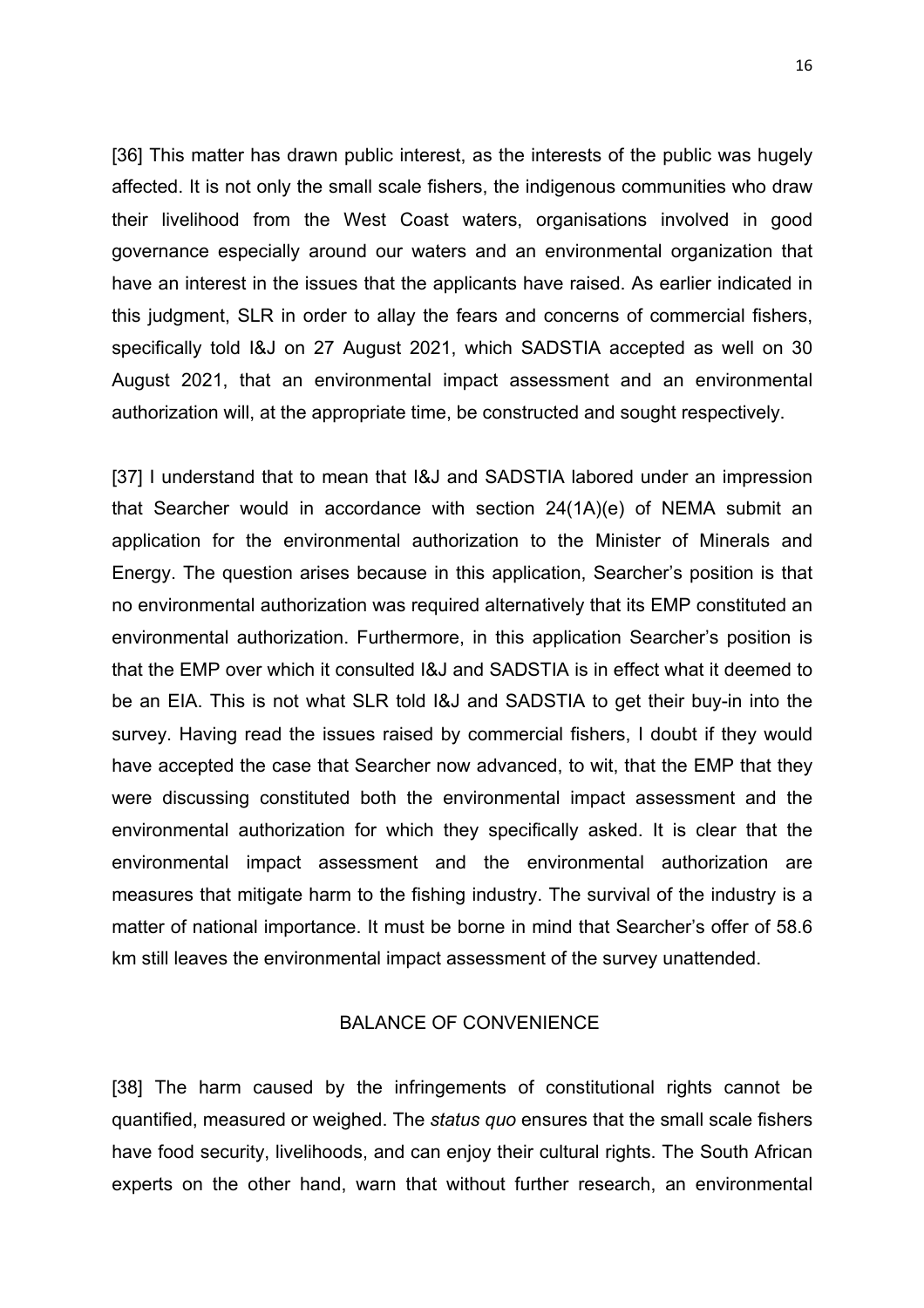[36] This matter has drawn public interest, as the interests of the public was hugely affected. It is not only the small scale fishers, the indigenous communities who draw their livelihood from the West Coast waters, organisations involved in good governance especially around our waters and an environmental organization that have an interest in the issues that the applicants have raised. As earlier indicated in this judgment, SLR in order to allay the fears and concerns of commercial fishers, specifically told I&J on 27 August 2021, which SADSTIA accepted as well on 30 August 2021, that an environmental impact assessment and an environmental authorization will, at the appropriate time, be constructed and sought respectively.

[37] I understand that to mean that I&J and SADSTIA labored under an impression that Searcher would in accordance with section 24(1A)(e) of NEMA submit an application for the environmental authorization to the Minister of Minerals and Energy. The question arises because in this application, Searcher's position is that no environmental authorization was required alternatively that its EMP constituted an environmental authorization. Furthermore, in this application Searcher's position is that the EMP over which it consulted I&J and SADSTIA is in effect what it deemed to be an EIA. This is not what SLR told I&J and SADSTIA to get their buy-in into the survey. Having read the issues raised by commercial fishers, I doubt if they would have accepted the case that Searcher now advanced, to wit, that the EMP that they were discussing constituted both the environmental impact assessment and the environmental authorization for which they specifically asked. It is clear that the environmental impact assessment and the environmental authorization are measures that mitigate harm to the fishing industry. The survival of the industry is a matter of national importance. It must be borne in mind that Searcher's offer of 58.6 km still leaves the environmental impact assessment of the survey unattended.

## BALANCE OF CONVENIENCE

[38] The harm caused by the infringements of constitutional rights cannot be quantified, measured or weighed. The *status quo* ensures that the small scale fishers have food security, livelihoods, and can enjoy their cultural rights. The South African experts on the other hand, warn that without further research, an environmental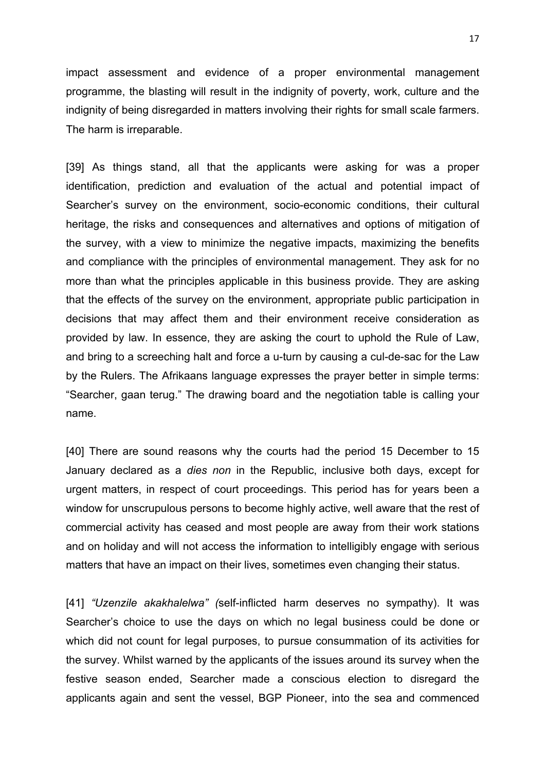impact assessment and evidence of a proper environmental management programme, the blasting will result in the indignity of poverty, work, culture and the indignity of being disregarded in matters involving their rights for small scale farmers. The harm is irreparable.

[39] As things stand, all that the applicants were asking for was a proper identification, prediction and evaluation of the actual and potential impact of Searcher's survey on the environment, socio-economic conditions, their cultural heritage, the risks and consequences and alternatives and options of mitigation of the survey, with a view to minimize the negative impacts, maximizing the benefits and compliance with the principles of environmental management. They ask for no more than what the principles applicable in this business provide. They are asking that the effects of the survey on the environment, appropriate public participation in decisions that may affect them and their environment receive consideration as provided by law. In essence, they are asking the court to uphold the Rule of Law, and bring to a screeching halt and force a u-turn by causing a cul-de-sac for the Law by the Rulers. The Afrikaans language expresses the prayer better in simple terms: "Searcher, gaan terug." The drawing board and the negotiation table is calling your name.

[40] There are sound reasons why the courts had the period 15 December to 15 January declared as a *dies non* in the Republic, inclusive both days, except for urgent matters, in respect of court proceedings. This period has for years been a window for unscrupulous persons to become highly active, well aware that the rest of commercial activity has ceased and most people are away from their work stations and on holiday and will not access the information to intelligibly engage with serious matters that have an impact on their lives, sometimes even changing their status.

[41] *"Uzenzile akakhalelwa" (*self-inflicted harm deserves no sympathy). It was Searcher's choice to use the days on which no legal business could be done or which did not count for legal purposes, to pursue consummation of its activities for the survey. Whilst warned by the applicants of the issues around its survey when the festive season ended, Searcher made a conscious election to disregard the applicants again and sent the vessel, BGP Pioneer, into the sea and commenced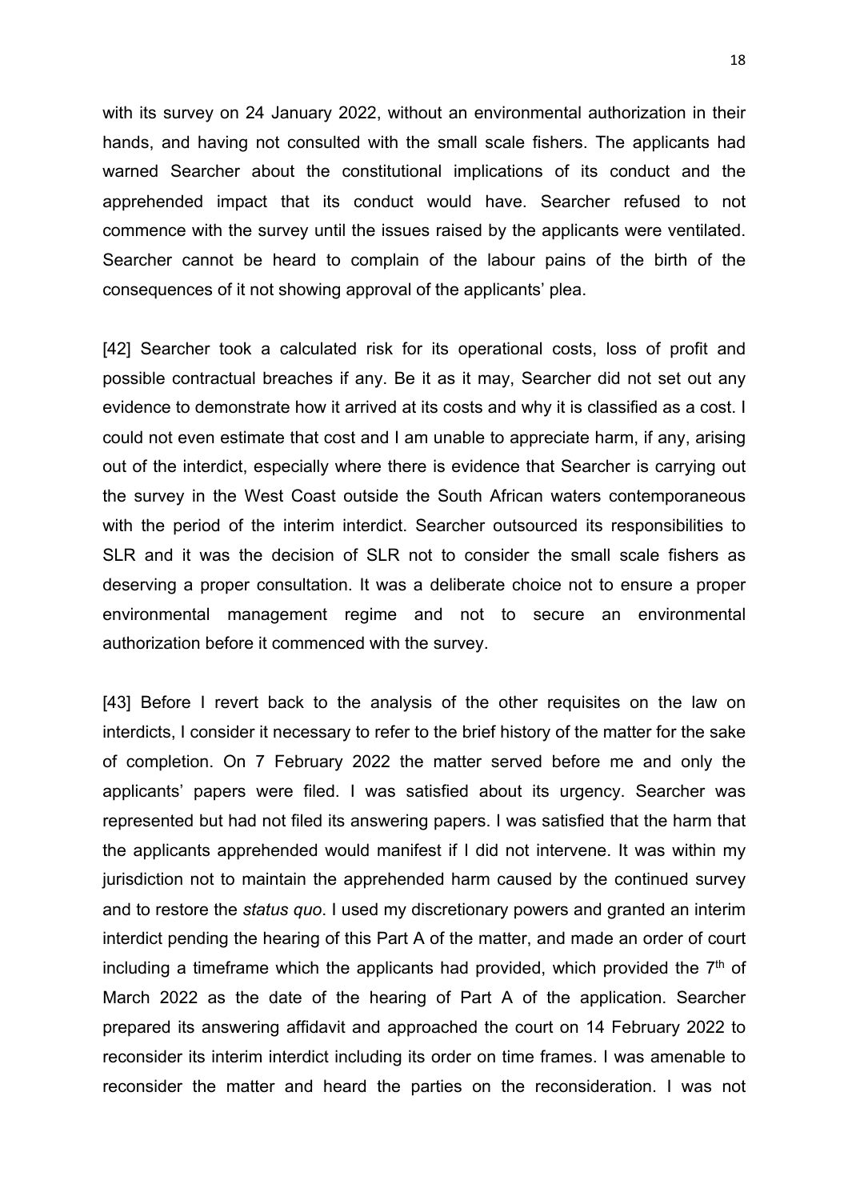with its survey on 24 January 2022, without an environmental authorization in their hands, and having not consulted with the small scale fishers. The applicants had warned Searcher about the constitutional implications of its conduct and the apprehended impact that its conduct would have. Searcher refused to not commence with the survey until the issues raised by the applicants were ventilated. Searcher cannot be heard to complain of the labour pains of the birth of the consequences of it not showing approval of the applicants' plea.

[42] Searcher took a calculated risk for its operational costs, loss of profit and possible contractual breaches if any. Be it as it may, Searcher did not set out any evidence to demonstrate how it arrived at its costs and why it is classified as a cost. I could not even estimate that cost and I am unable to appreciate harm, if any, arising out of the interdict, especially where there is evidence that Searcher is carrying out the survey in the West Coast outside the South African waters contemporaneous with the period of the interim interdict. Searcher outsourced its responsibilities to SLR and it was the decision of SLR not to consider the small scale fishers as deserving a proper consultation. It was a deliberate choice not to ensure a proper environmental management regime and not to secure an environmental authorization before it commenced with the survey.

[43] Before I revert back to the analysis of the other requisites on the law on interdicts, I consider it necessary to refer to the brief history of the matter for the sake of completion. On 7 February 2022 the matter served before me and only the applicants' papers were filed. I was satisfied about its urgency. Searcher was represented but had not filed its answering papers. I was satisfied that the harm that the applicants apprehended would manifest if I did not intervene. It was within my jurisdiction not to maintain the apprehended harm caused by the continued survey and to restore the *status quo*. I used my discretionary powers and granted an interim interdict pending the hearing of this Part A of the matter, and made an order of court including a timeframe which the applicants had provided, which provided the 7th of March 2022 as the date of the hearing of Part A of the application. Searcher prepared its answering affidavit and approached the court on 14 February 2022 to reconsider its interim interdict including its order on time frames. I was amenable to reconsider the matter and heard the parties on the reconsideration. I was not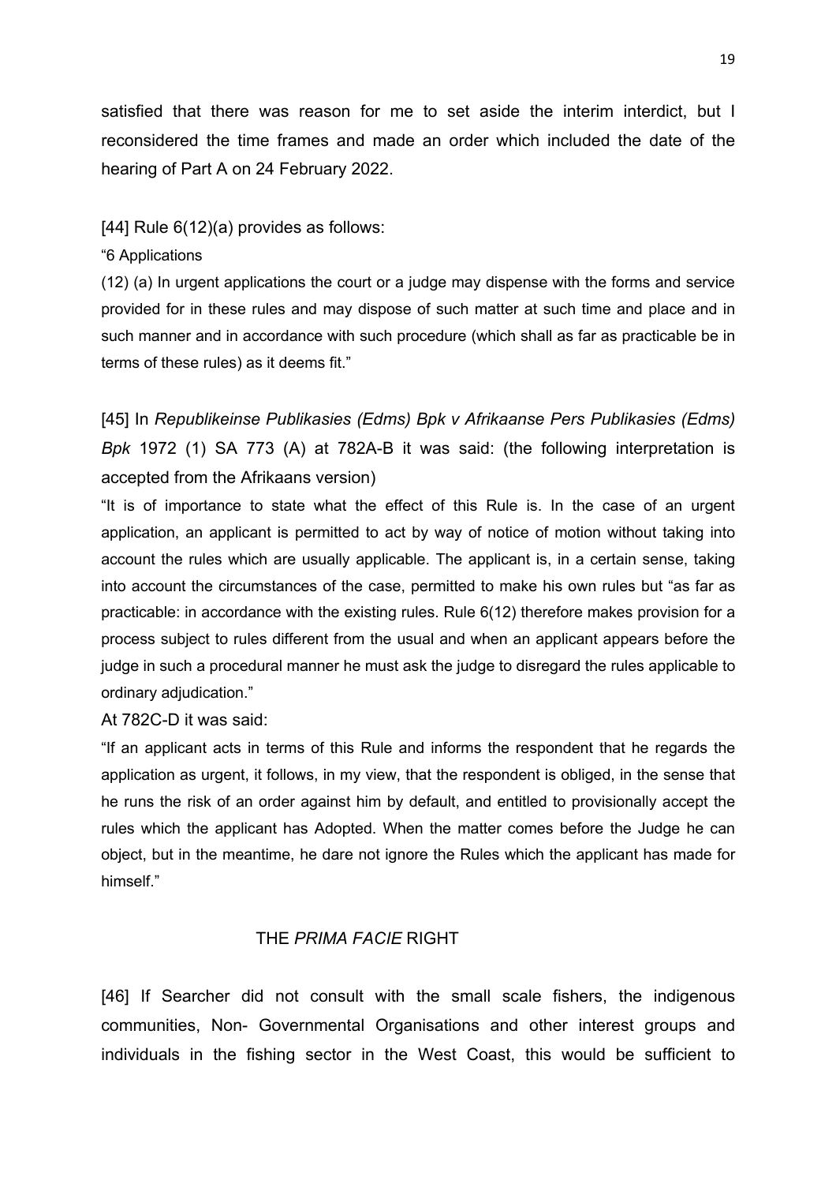satisfied that there was reason for me to set aside the interim interdict, but I reconsidered the time frames and made an order which included the date of the hearing of Part A on 24 February 2022.

[44] Rule 6(12)(a) provides as follows:

"6 Applications

(12) (a) In urgent applications the court or a judge may dispense with the forms and service provided for in these rules and may dispose of such matter at such time and place and in such manner and in accordance with such procedure (which shall as far as practicable be in terms of these rules) as it deems fit."

[45] In *Republikeinse Publikasies (Edms) Bpk v Afrikaanse Pers Publikasies (Edms) Bpk* 1972 (1) SA 773 (A) at 782A-B it was said: (the following interpretation is accepted from the Afrikaans version)

"It is of importance to state what the effect of this Rule is. In the case of an urgent application, an applicant is permitted to act by way of notice of motion without taking into account the rules which are usually applicable. The applicant is, in a certain sense, taking into account the circumstances of the case, permitted to make his own rules but "as far as practicable: in accordance with the existing rules. Rule 6(12) therefore makes provision for a process subject to rules different from the usual and when an applicant appears before the judge in such a procedural manner he must ask the judge to disregard the rules applicable to ordinary adjudication."

At 782C-D it was said:

"If an applicant acts in terms of this Rule and informs the respondent that he regards the application as urgent, it follows, in my view, that the respondent is obliged, in the sense that he runs the risk of an order against him by default, and entitled to provisionally accept the rules which the applicant has Adopted. When the matter comes before the Judge he can object, but in the meantime, he dare not ignore the Rules which the applicant has made for himself."

## THE *PRIMA FACIE* RIGHT

[46] If Searcher did not consult with the small scale fishers, the indigenous communities, Non- Governmental Organisations and other interest groups and individuals in the fishing sector in the West Coast, this would be sufficient to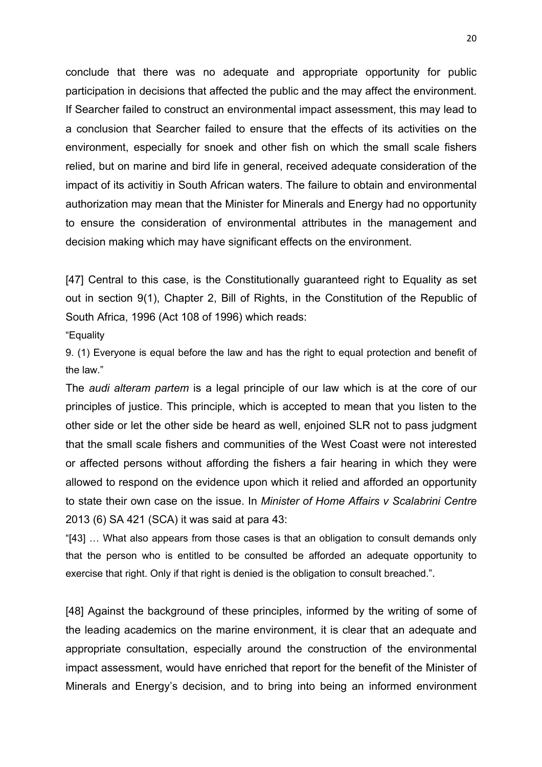conclude that there was no adequate and appropriate opportunity for public participation in decisions that affected the public and the may affect the environment. If Searcher failed to construct an environmental impact assessment, this may lead to a conclusion that Searcher failed to ensure that the effects of its activities on the environment, especially for snoek and other fish on which the small scale fishers relied, but on marine and bird life in general, received adequate consideration of the impact of its activitiy in South African waters. The failure to obtain and environmental authorization may mean that the Minister for Minerals and Energy had no opportunity to ensure the consideration of environmental attributes in the management and decision making which may have significant effects on the environment.

[47] Central to this case, is the Constitutionally guaranteed right to Equality as set out in section 9(1), Chapter 2, Bill of Rights, in the Constitution of the Republic of South Africa, 1996 (Act 108 of 1996) which reads:

"Equality

9. (1) Everyone is equal before the law and has the right to equal protection and benefit of the law."

The *audi alteram partem* is a legal principle of our law which is at the core of our principles of justice. This principle, which is accepted to mean that you listen to the other side or let the other side be heard as well, enjoined SLR not to pass judgment that the small scale fishers and communities of the West Coast were not interested or affected persons without affording the fishers a fair hearing in which they were allowed to respond on the evidence upon which it relied and afforded an opportunity to state their own case on the issue. In *Minister of Home Affairs v Scalabrini Centre* 2013 (6) SA 421 (SCA) it was said at para 43:

"[43] … What also appears from those cases is that an obligation to consult demands only that the person who is entitled to be consulted be afforded an adequate opportunity to exercise that right. Only if that right is denied is the obligation to consult breached.".

[48] Against the background of these principles, informed by the writing of some of the leading academics on the marine environment, it is clear that an adequate and appropriate consultation, especially around the construction of the environmental impact assessment, would have enriched that report for the benefit of the Minister of Minerals and Energy's decision, and to bring into being an informed environment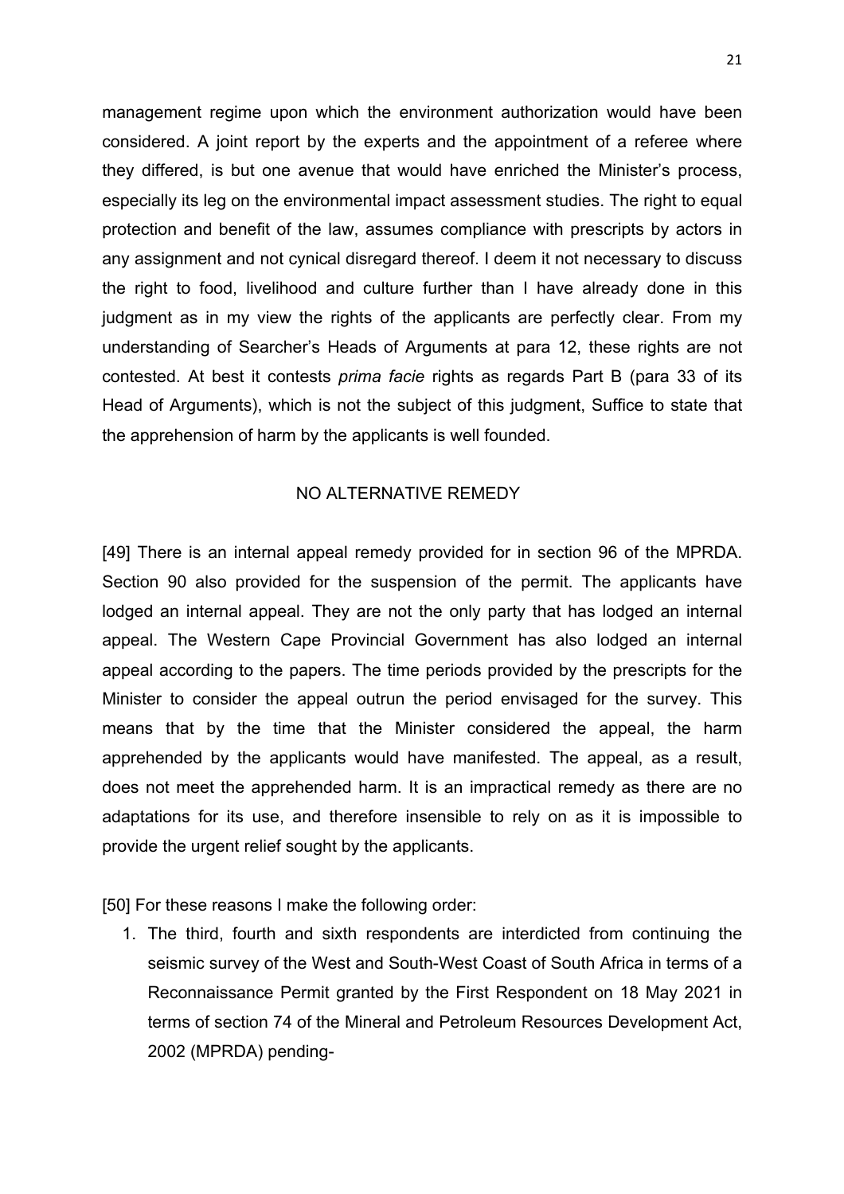management regime upon which the environment authorization would have been considered. A joint report by the experts and the appointment of a referee where they differed, is but one avenue that would have enriched the Minister's process, especially its leg on the environmental impact assessment studies. The right to equal protection and benefit of the law, assumes compliance with prescripts by actors in any assignment and not cynical disregard thereof. I deem it not necessary to discuss the right to food, livelihood and culture further than I have already done in this judgment as in my view the rights of the applicants are perfectly clear. From my understanding of Searcher's Heads of Arguments at para 12, these rights are not contested. At best it contests *prima facie* rights as regards Part B (para 33 of its Head of Arguments), which is not the subject of this judgment, Suffice to state that the apprehension of harm by the applicants is well founded.

## NO ALTERNATIVE REMEDY

[49] There is an internal appeal remedy provided for in section 96 of the MPRDA. Section 90 also provided for the suspension of the permit. The applicants have lodged an internal appeal. They are not the only party that has lodged an internal appeal. The Western Cape Provincial Government has also lodged an internal appeal according to the papers. The time periods provided by the prescripts for the Minister to consider the appeal outrun the period envisaged for the survey. This means that by the time that the Minister considered the appeal, the harm apprehended by the applicants would have manifested. The appeal, as a result, does not meet the apprehended harm. It is an impractical remedy as there are no adaptations for its use, and therefore insensible to rely on as it is impossible to provide the urgent relief sought by the applicants.

[50] For these reasons I make the following order:

1. The third, fourth and sixth respondents are interdicted from continuing the seismic survey of the West and South-West Coast of South Africa in terms of a Reconnaissance Permit granted by the First Respondent on 18 May 2021 in terms of section 74 of the Mineral and Petroleum Resources Development Act, 2002 (MPRDA) pending-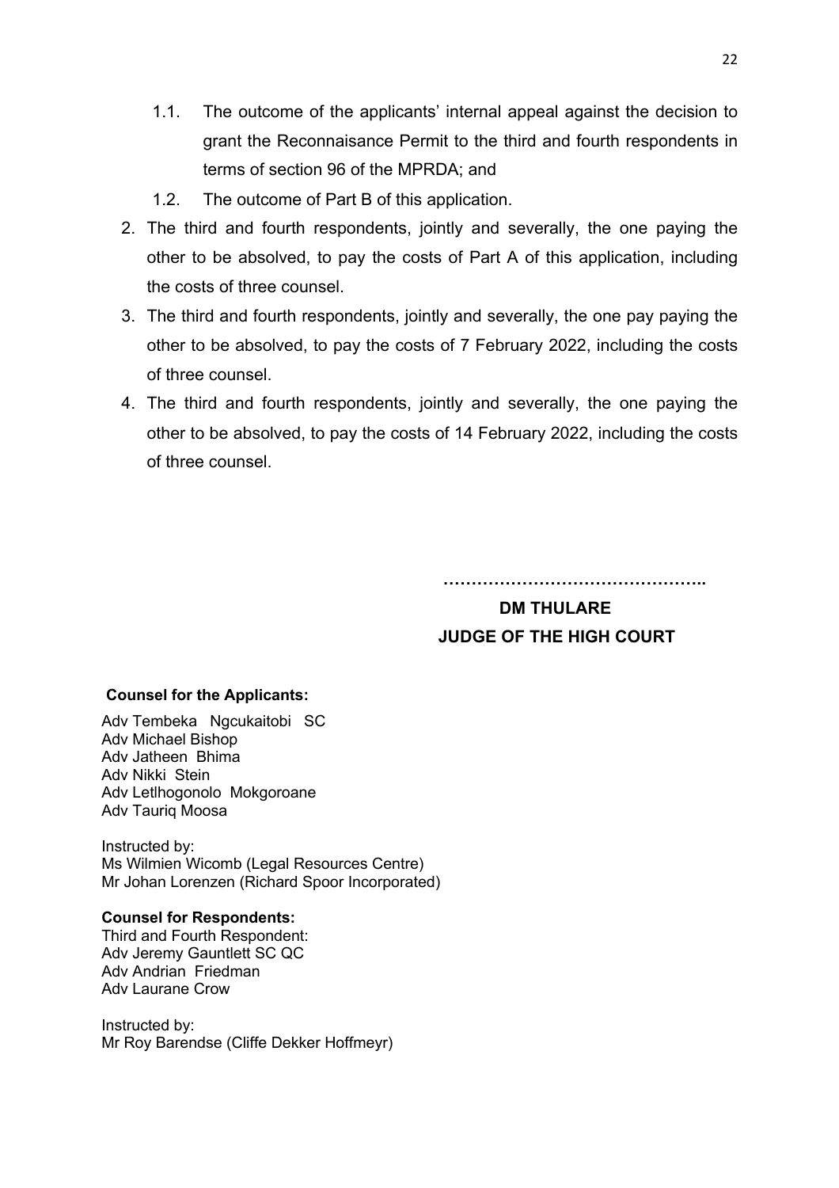1.1. The outcome of the applicants' internal appeal against the decision to grant the Reconnaisance Permit to the third and fourth respondents in terms of section 96 of the MPRDA; and

1.2. The outcome of Part B of this application.

2. The third and fourth respondents, jointly and severally, the one paying the other to be absolved, to pay the costs of Part A of this application, including the costs of three counsel.

3. The third and fourth respondents, jointly and severally, the one pay paying the other to be absolved, to pay the costs of 7 February 2022, including the costs of three counsel.

4. The third and fourth respondents, jointly and severally, the one paying the other to be absolved, to pay the costs of 14 February 2022, including the costs of three counsel.

……………………………………..

**DM THULARE**
**JUDGE OF THE HIGH COURT**

**Counsel for the Applicants:**

Adv Tembeka Ngcukaitobi SC
Adv Michael Bishop
Adv Jatheen Bhima
Adv Nikki Stein
Adv Letlhogonolo Mokgoroane
Adv Tauriq Moosa

Instructed by:
Ms Wilmien Wicomb (Legal Resources Centre)
Mr Johan Lorenzen (Richard Spoor Incorporated)

**Counsel for Respondents:**
Third and Fourth Respondent:
Adv Jeremy Gauntlett SC QC
Adv Andrian Friedman
Adv Laurane Crow

Instructed by:
Mr Roy Barendse (Cliffe Dekker Hoffmeyr)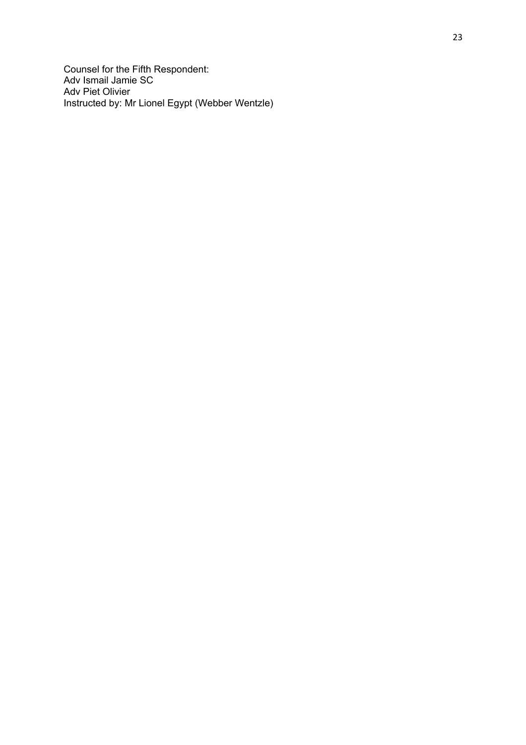Counsel for the Fifth Respondent:
Adv Ismail Jamie SC
Adv Piet Olivier
Instructed by: Mr Lionel Egypt (Webber Wentzle)